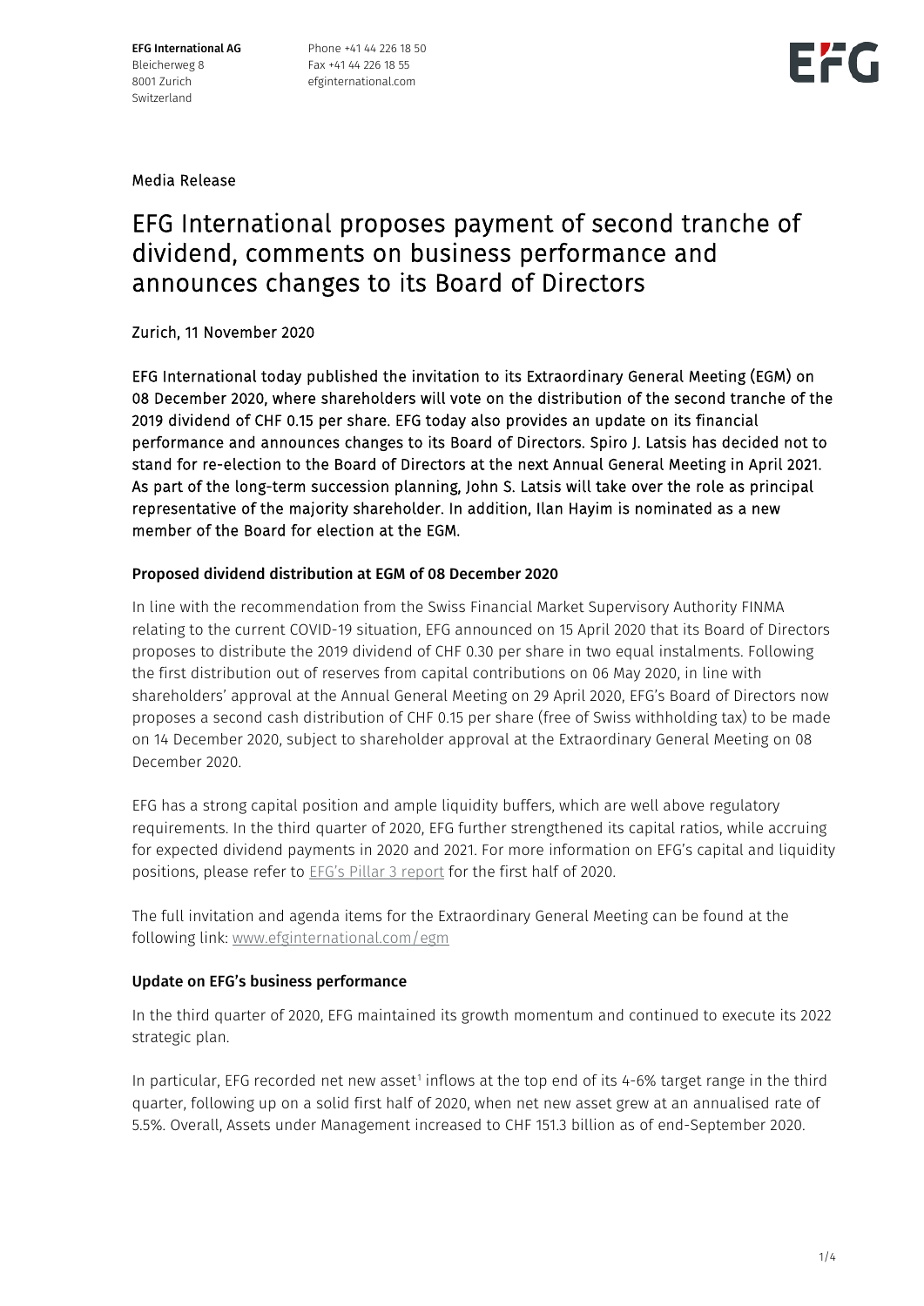**EFG International AG**
Bleicherweg 8
8001 Zurich
Switzerland

Phone +41 44 226 18 50
Fax +41 44 226 18 55
efginternational.com

Media Release

# EFG International proposes payment of second tranche of dividend, comments on business performance and announces changes to its Board of Directors

Zurich, 11 November 2020

**EFG International today published the invitation to its Extraordinary General Meeting (EGM) on 08 December 2020, where shareholders will vote on the distribution of the second tranche of the 2019 dividend of CHF 0.15 per share. EFG today also provides an update on its financial performance and announces changes to its Board of Directors. Spiro J. Latsis has decided not to stand for re-election to the Board of Directors at the next Annual General Meeting in April 2021. As part of the long-term succession planning, John S. Latsis will take over the role as principal representative of the majority shareholder. In addition, Ilan Hayim is nominated as a new member of the Board for election at the EGM.**

### Proposed dividend distribution at EGM of 08 December 2020

In line with the recommendation from the Swiss Financial Market Supervisory Authority FINMA relating to the current COVID-19 situation, EFG announced on 15 April 2020 that its Board of Directors proposes to distribute the 2019 dividend of CHF 0.30 per share in two equal instalments. Following the first distribution out of reserves from capital contributions on 06 May 2020, in line with shareholders' approval at the Annual General Meeting on 29 April 2020, EFG's Board of Directors now proposes a second cash distribution of CHF 0.15 per share (free of Swiss withholding tax) to be made on 14 December 2020, subject to shareholder approval at the Extraordinary General Meeting on 08 December 2020.

EFG has a strong capital position and ample liquidity buffers, which are well above regulatory requirements. In the third quarter of 2020, EFG further strengthened its capital ratios, while accruing for expected dividend payments in 2020 and 2021. For more information on EFG's capital and liquidity positions, please refer to EFG's Pillar 3 report for the first half of 2020.

The full invitation and agenda items for the Extraordinary General Meeting can be found at the following link: www.efginternational.com/egm

### Update on EFG's business performance

In the third quarter of 2020, EFG maintained its growth momentum and continued to execute its 2022 strategic plan.

In particular, EFG recorded net new asset[1] inflows at the top end of its 4-6% target range in the third quarter, following up on a solid first half of 2020, when net new asset grew at an annualised rate of 5.5%. Overall, Assets under Management increased to CHF 151.3 billion as of end-September 2020.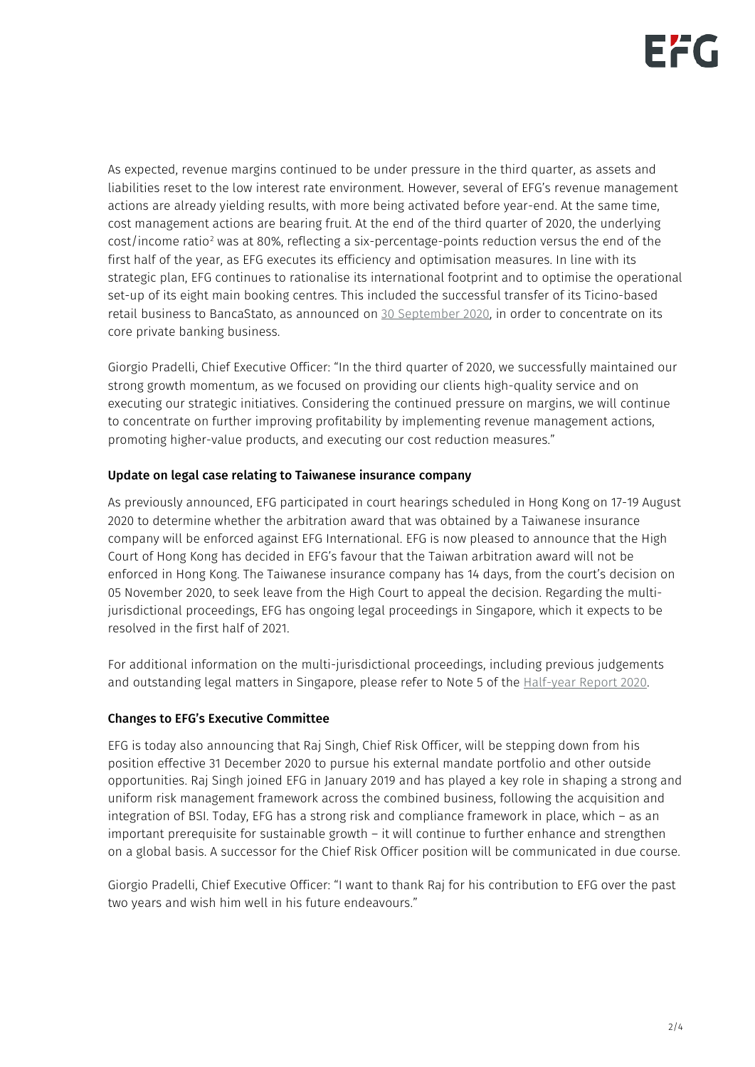As expected, revenue margins continued to be under pressure in the third quarter, as assets and liabilities reset to the low interest rate environment. However, several of EFG's revenue management actions are already yielding results, with more being activated before year-end. At the same time, cost management actions are bearing fruit. At the end of the third quarter of 2020, the underlying cost/income ratio[2] was at 80%, reflecting a six-percentage-points reduction versus the end of the first half of the year, as EFG executes its efficiency and optimisation measures. In line with its strategic plan, EFG continues to rationalise its international footprint and to optimise the operational set-up of its eight main booking centres. This included the successful transfer of its Ticino-based retail business to BancaStato, as announced on 30 September 2020, in order to concentrate on its core private banking business.

Giorgio Pradelli, Chief Executive Officer: "In the third quarter of 2020, we successfully maintained our strong growth momentum, as we focused on providing our clients high-quality service and on executing our strategic initiatives. Considering the continued pressure on margins, we will continue to concentrate on further improving profitability by implementing revenue management actions, promoting higher-value products, and executing our cost reduction measures."

**Update on legal case relating to Taiwanese insurance company**

As previously announced, EFG participated in court hearings scheduled in Hong Kong on 17-19 August 2020 to determine whether the arbitration award that was obtained by a Taiwanese insurance company will be enforced against EFG International. EFG is now pleased to announce that the High Court of Hong Kong has decided in EFG's favour that the Taiwan arbitration award will not be enforced in Hong Kong. The Taiwanese insurance company has 14 days, from the court's decision on 05 November 2020, to seek leave from the High Court to appeal the decision. Regarding the multi-jurisdictional proceedings, EFG has ongoing legal proceedings in Singapore, which it expects to be resolved in the first half of 2021.

For additional information on the multi-jurisdictional proceedings, including previous judgements and outstanding legal matters in Singapore, please refer to Note 5 of the Half-year Report 2020.

**Changes to EFG's Executive Committee**

EFG is today also announcing that Raj Singh, Chief Risk Officer, will be stepping down from his position effective 31 December 2020 to pursue his external mandate portfolio and other outside opportunities. Raj Singh joined EFG in January 2019 and has played a key role in shaping a strong and uniform risk management framework across the combined business, following the acquisition and integration of BSI. Today, EFG has a strong risk and compliance framework in place, which – as an important prerequisite for sustainable growth – it will continue to further enhance and strengthen on a global basis. A successor for the Chief Risk Officer position will be communicated in due course.

Giorgio Pradelli, Chief Executive Officer: "I want to thank Raj for his contribution to EFG over the past two years and wish him well in his future endeavours."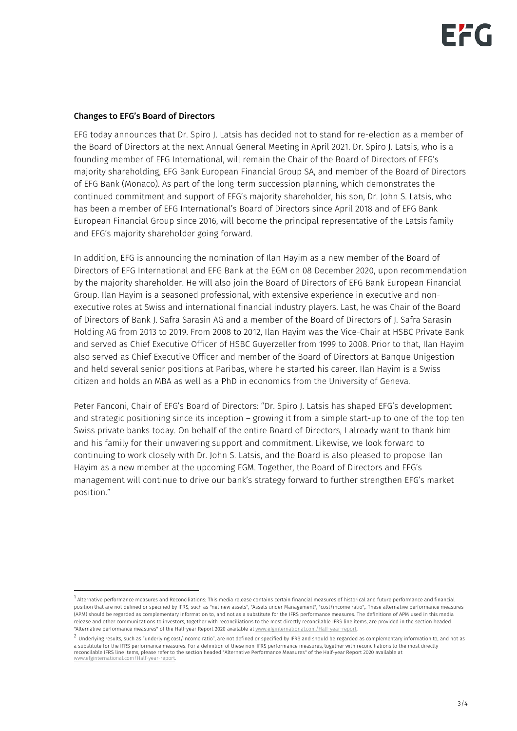## Changes to EFG's Board of Directors

EFG today announces that Dr. Spiro J. Latsis has decided not to stand for re-election as a member of the Board of Directors at the next Annual General Meeting in April 2021. Dr. Spiro J. Latsis, who is a founding member of EFG International, will remain the Chair of the Board of Directors of EFG's majority shareholding, EFG Bank European Financial Group SA, and member of the Board of Directors of EFG Bank (Monaco). As part of the long-term succession planning, which demonstrates the continued commitment and support of EFG's majority shareholder, his son, Dr. John S. Latsis, who has been a member of EFG International's Board of Directors since April 2018 and of EFG Bank European Financial Group since 2016, will become the principal representative of the Latsis family and EFG's majority shareholder going forward.

In addition, EFG is announcing the nomination of Ilan Hayim as a new member of the Board of Directors of EFG International and EFG Bank at the EGM on 08 December 2020, upon recommendation by the majority shareholder. He will also join the Board of Directors of EFG Bank European Financial Group. Ilan Hayim is a seasoned professional, with extensive experience in executive and non-executive roles at Swiss and international financial industry players. Last, he was Chair of the Board of Directors of Bank J. Safra Sarasin AG and a member of the Board of Directors of J. Safra Sarasin Holding AG from 2013 to 2019. From 2008 to 2012, Ilan Hayim was the Vice-Chair at HSBC Private Bank and served as Chief Executive Officer of HSBC Guyerzeller from 1999 to 2008. Prior to that, Ilan Hayim also served as Chief Executive Officer and member of the Board of Directors at Banque Unigestion and held several senior positions at Paribas, where he started his career. Ilan Hayim is a Swiss citizen and holds an MBA as well as a PhD in economics from the University of Geneva.

Peter Fanconi, Chair of EFG's Board of Directors: "Dr. Spiro J. Latsis has shaped EFG's development and strategic positioning since its inception – growing it from a simple start-up to one of the top ten Swiss private banks today. On behalf of the entire Board of Directors, I already want to thank him and his family for their unwavering support and commitment. Likewise, we look forward to continuing to work closely with Dr. John S. Latsis, and the Board is also pleased to propose Ilan Hayim as a new member at the upcoming EGM. Together, the Board of Directors and EFG's management will continue to drive our bank's strategy forward to further strengthen EFG's market position."

---

[1] Alternative performance measures and Reconciliations: This media release contains certain financial measures of historical and future performance and financial position that are not defined or specified by IFRS, such as "net new assets", "Assets under Management", "cost/income ratio",. These alternative performance measures (APM) should be regarded as complementary information to, and not as a substitute for the IFRS performance measures. The definitions of APM used in this media release and other communications to investors, together with reconciliations to the most directly reconcilable IFRS line items, are provided in the section headed "Alternative performance measures" of the Half-year Report 2020 available at www.efginternational.com/Half-year-report.

[2] Underlying results, such as "underlying cost/income ratio", are not defined or specified by IFRS and should be regarded as complementary information to, and not as a substitute for the IFRS performance measures. For a definition of these non-IFRS performance measures, together with reconciliations to the most directly reconcilable IFRS line items, please refer to the section headed "Alternative Performance Measures" of the Half-year Report 2020 available at www.efginternational.com/Half-year-report.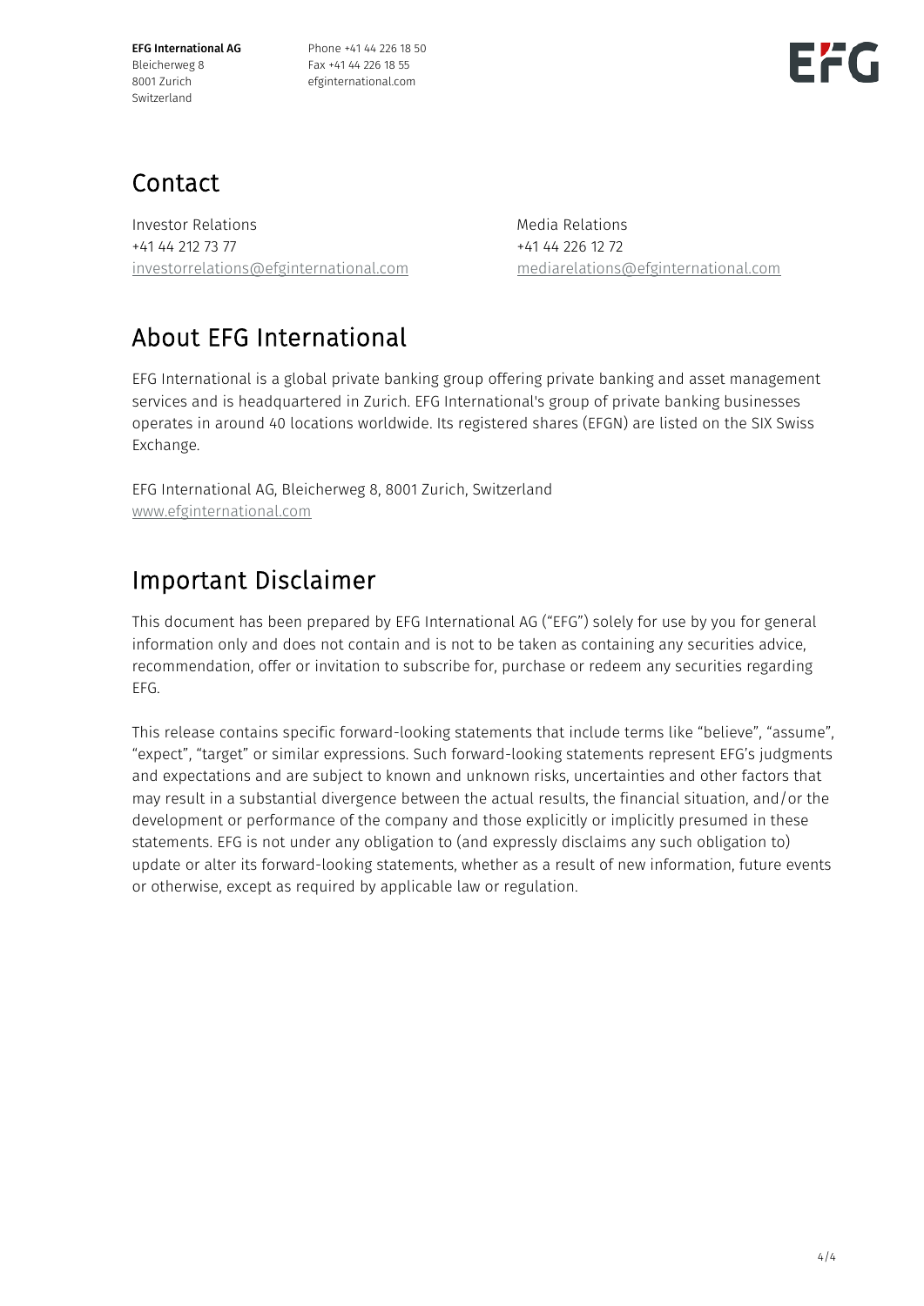**EFG International AG**
Bleicherweg 8
8001 Zurich
Switzerland

Phone +41 44 226 18 50
Fax +41 44 226 18 55
efginternational.com

## Contact

Investor Relations
+41 44 212 73 77
investorrelations@efginternational.com

Media Relations
+41 44 226 12 72
mediarelations@efginternational.com

## About EFG International

EFG International is a global private banking group offering private banking and asset management services and is headquartered in Zurich. EFG International's group of private banking businesses operates in around 40 locations worldwide. Its registered shares (EFGN) are listed on the SIX Swiss Exchange.

EFG International AG, Bleicherweg 8, 8001 Zurich, Switzerland
www.efginternational.com

## Important Disclaimer

This document has been prepared by EFG International AG ("EFG") solely for use by you for general information only and does not contain and is not to be taken as containing any securities advice, recommendation, offer or invitation to subscribe for, purchase or redeem any securities regarding EFG.

This release contains specific forward-looking statements that include terms like "believe", "assume", "expect", "target" or similar expressions. Such forward-looking statements represent EFG's judgments and expectations and are subject to known and unknown risks, uncertainties and other factors that may result in a substantial divergence between the actual results, the financial situation, and/or the development or performance of the company and those explicitly or implicitly presumed in these statements. EFG is not under any obligation to (and expressly disclaims any such obligation to) update or alter its forward-looking statements, whether as a result of new information, future events or otherwise, except as required by applicable law or regulation.